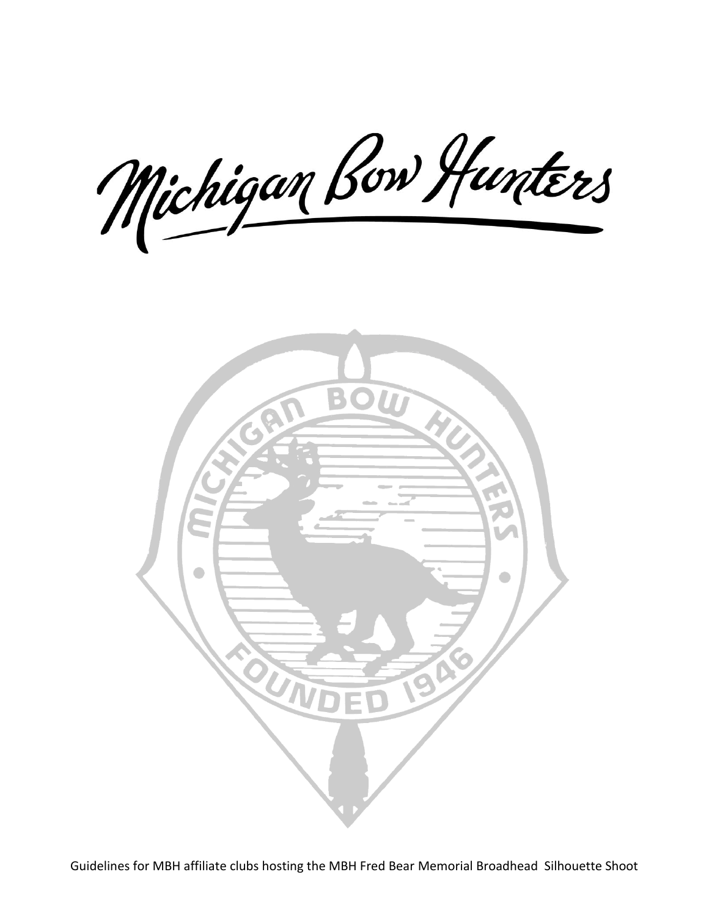# Michigan Bow Hunters

Guidelines for MBH affiliate clubs hosting the MBH Fred Bear Memorial Broadhead Silhouette Shoot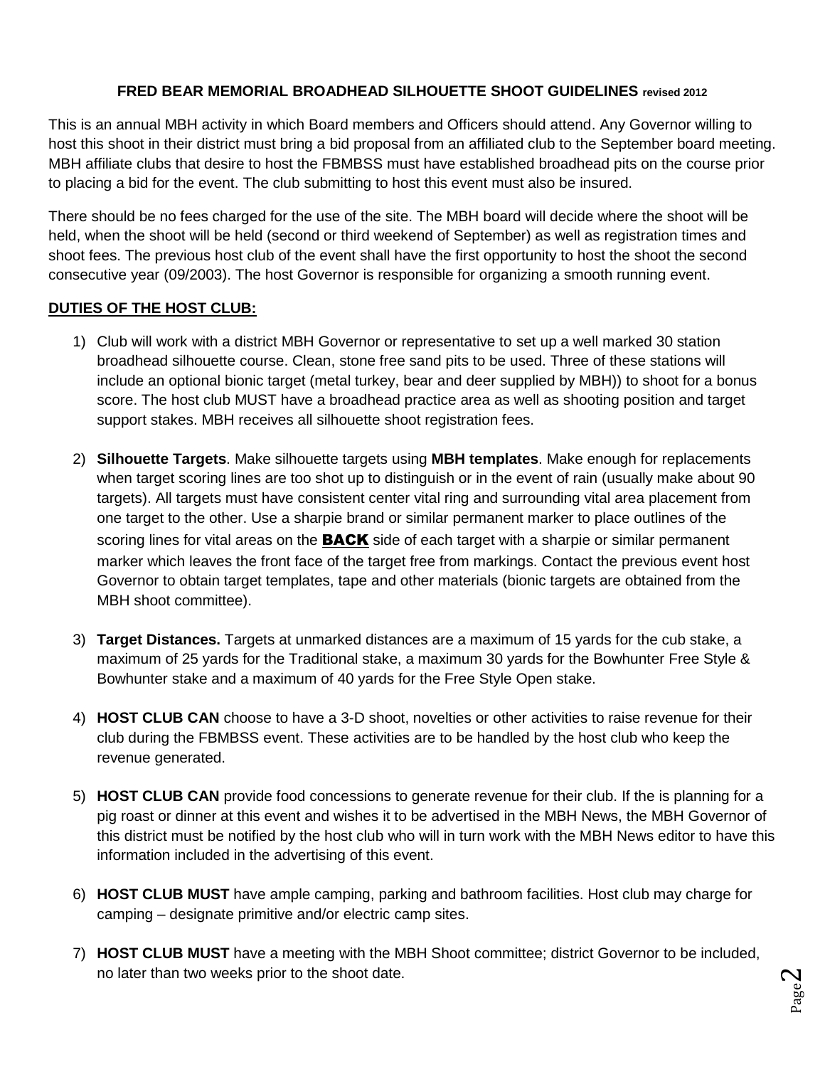**FRED BEAR MEMORIAL BROADHEAD SILHOUETTE SHOOT GUIDELINES revised 2012**

This is an annual MBH activity in which Board members and Officers should attend. Any Governor willing to host this shoot in their district must bring a bid proposal from an affiliated club to the September board meeting. MBH affiliate clubs that desire to host the FBMBSS must have established broadhead pits on the course prior to placing a bid for the event. The club submitting to host this event must also be insured.

There should be no fees charged for the use of the site. The MBH board will decide where the shoot will be held, when the shoot will be held (second or third weekend of September) as well as registration times and shoot fees. The previous host club of the event shall have the first opportunity to host the shoot the second consecutive year (09/2003). The host Governor is responsible for organizing a smooth running event.

**DUTIES OF THE HOST CLUB:**

1) Club will work with a district MBH Governor or representative to set up a well marked 30 station broadhead silhouette course. Clean, stone free sand pits to be used. Three of these stations will include an optional bionic target (metal turkey, bear and deer supplied by MBH)) to shoot for a bonus score. The host club MUST have a broadhead practice area as well as shooting position and target support stakes. MBH receives all silhouette shoot registration fees.

2) **Silhouette Targets**. Make silhouette targets using **MBH templates**. Make enough for replacements when target scoring lines are too shot up to distinguish or in the event of rain (usually make about 90 targets). All targets must have consistent center vital ring and surrounding vital area placement from one target to the other. Use a sharpie brand or similar permanent marker to place outlines of the scoring lines for vital areas on the **BACK** side of each target with a sharpie or similar permanent marker which leaves the front face of the target free from markings. Contact the previous event host Governor to obtain target templates, tape and other materials (bionic targets are obtained from the MBH shoot committee).

3) **Target Distances.** Targets at unmarked distances are a maximum of 15 yards for the cub stake, a maximum of 25 yards for the Traditional stake, a maximum 30 yards for the Bowhunter Free Style & Bowhunter stake and a maximum of 40 yards for the Free Style Open stake.

4) **HOST CLUB CAN** choose to have a 3-D shoot, novelties or other activities to raise revenue for their club during the FBMBSS event. These activities are to be handled by the host club who keep the revenue generated.

5) **HOST CLUB CAN** provide food concessions to generate revenue for their club. If the is planning for a pig roast or dinner at this event and wishes it to be advertised in the MBH News, the MBH Governor of this district must be notified by the host club who will in turn work with the MBH News editor to have this information included in the advertising of this event.

6) **HOST CLUB MUST** have ample camping, parking and bathroom facilities. Host club may charge for camping – designate primitive and/or electric camp sites.

7) **HOST CLUB MUST** have a meeting with the MBH Shoot committee; district Governor to be included, no later than two weeks prior to the shoot date.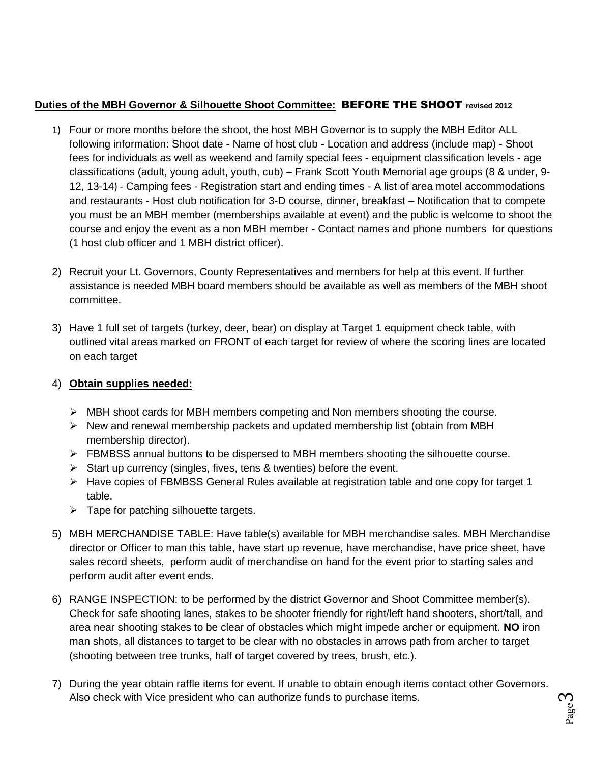**<u>Duties of the MBH Governor & Silhouette Shoot Committee:</u>** **BEFORE THE SHOOT** **revised 2012**

1) Four or more months before the shoot, the host MBH Governor is to supply the MBH Editor ALL following information: Shoot date - Name of host club - Location and address (include map) - Shoot fees for individuals as well as weekend and family special fees - equipment classification levels - age classifications (adult, young adult, youth, cub) – Frank Scott Youth Memorial age groups (8 & under, 9-12, 13-14) - Camping fees - Registration start and ending times - A list of area motel accommodations and restaurants - Host club notification for 3-D course, dinner, breakfast – Notification that to compete you must be an MBH member (memberships available at event) and the public is welcome to shoot the course and enjoy the event as a non MBH member - Contact names and phone numbers for questions (1 host club officer and 1 MBH district officer).

2) Recruit your Lt. Governors, County Representatives and members for help at this event. If further assistance is needed MBH board members should be available as well as members of the MBH shoot committee.

3) Have 1 full set of targets (turkey, deer, bear) on display at Target 1 equipment check table, with outlined vital areas marked on FRONT of each target for review of where the scoring lines are located on each target

4) **<u>Obtain supplies needed:</u>**
   - MBH shoot cards for MBH members competing and Non members shooting the course.
   - New and renewal membership packets and updated membership list (obtain from MBH membership director).
   - FBMBSS annual buttons to be dispersed to MBH members shooting the silhouette course.
   - Start up currency (singles, fives, tens & twenties) before the event.
   - Have copies of FBMBSS General Rules available at registration table and one copy for target 1 table.
   - Tape for patching silhouette targets.

5) MBH MERCHANDISE TABLE: Have table(s) available for MBH merchandise sales. MBH Merchandise director or Officer to man this table, have start up revenue, have merchandise, have price sheet, have sales record sheets, perform audit of merchandise on hand for the event prior to starting sales and perform audit after event ends.

6) RANGE INSPECTION: to be performed by the district Governor and Shoot Committee member(s). Check for safe shooting lanes, stakes to be shooter friendly for right/left hand shooters, short/tall, and area near shooting stakes to be clear of obstacles which might impede archer or equipment. **NO** iron man shots, all distances to target to be clear with no obstacles in arrows path from archer to target (shooting between tree trunks, half of target covered by trees, brush, etc.).

7) During the year obtain raffle items for event. If unable to obtain enough items contact other Governors. Also check with Vice president who can authorize funds to purchase items.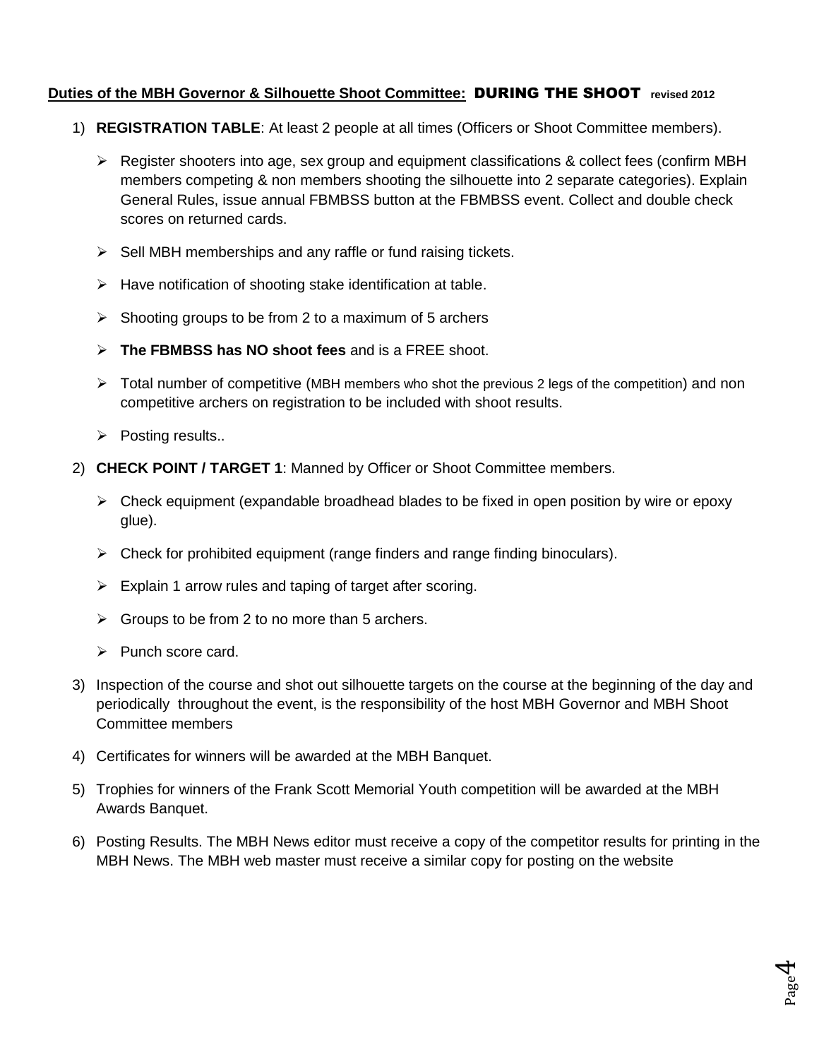**Duties of the MBH Governor & Silhouette Shoot Committee:** DURING THE SHOOT **revised 2012**

1) **REGISTRATION TABLE**: At least 2 people at all times (Officers or Shoot Committee members).

    - Register shooters into age, sex group and equipment classifications & collect fees (confirm MBH members competing & non members shooting the silhouette into 2 separate categories). Explain General Rules, issue annual FBMBSS button at the FBMBSS event. Collect and double check scores on returned cards.
    - Sell MBH memberships and any raffle or fund raising tickets.
    - Have notification of shooting stake identification at table.
    - Shooting groups to be from 2 to a maximum of 5 archers
    - **The FBMBSS has NO shoot fees** and is a FREE shoot.
    - Total number of competitive (MBH members who shot the previous 2 legs of the competition) and non competitive archers on registration to be included with shoot results.
    - Posting results..

2) **CHECK POINT / TARGET 1**: Manned by Officer or Shoot Committee members.

    - Check equipment (expandable broadhead blades to be fixed in open position by wire or epoxy glue).
    - Check for prohibited equipment (range finders and range finding binoculars).
    - Explain 1 arrow rules and taping of target after scoring.
    - Groups to be from 2 to no more than 5 archers.
    - Punch score card.

3) Inspection of the course and shot out silhouette targets on the course at the beginning of the day and periodically throughout the event, is the responsibility of the host MBH Governor and MBH Shoot Committee members

4) Certificates for winners will be awarded at the MBH Banquet.

5) Trophies for winners of the Frank Scott Memorial Youth competition will be awarded at the MBH Awards Banquet.

6) Posting Results. The MBH News editor must receive a copy of the competitor results for printing in the MBH News. The MBH web master must receive a similar copy for posting on the website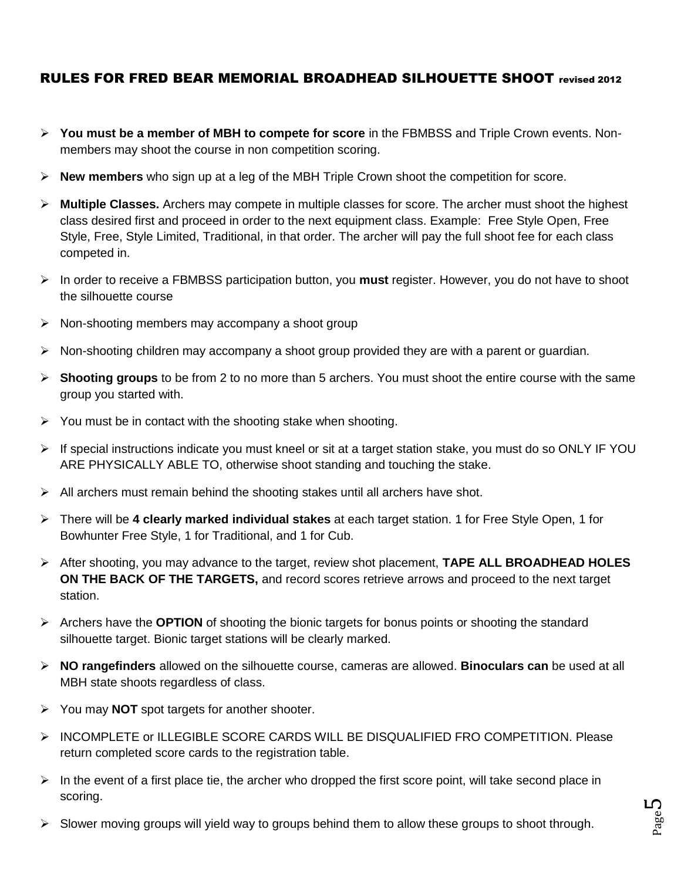## RULES FOR FRED BEAR MEMORIAL BROADHEAD SILHOUETTE SHOOT revised 2012

- **You must be a member of MBH to compete for score** in the FBMBSS and Triple Crown events. Non-members may shoot the course in non competition scoring.
- **New members** who sign up at a leg of the MBH Triple Crown shoot the competition for score.
- **Multiple Classes.** Archers may compete in multiple classes for score. The archer must shoot the highest class desired first and proceed in order to the next equipment class. Example: Free Style Open, Free Style, Free, Style Limited, Traditional, in that order. The archer will pay the full shoot fee for each class competed in.
- In order to receive a FBMBSS participation button, you **must** register. However, you do not have to shoot the silhouette course
- Non-shooting members may accompany a shoot group
- Non-shooting children may accompany a shoot group provided they are with a parent or guardian.
- **Shooting groups** to be from 2 to no more than 5 archers. You must shoot the entire course with the same group you started with.
- You must be in contact with the shooting stake when shooting.
- If special instructions indicate you must kneel or sit at a target station stake, you must do so ONLY IF YOU ARE PHYSICALLY ABLE TO, otherwise shoot standing and touching the stake.
- All archers must remain behind the shooting stakes until all archers have shot.
- There will be **4 clearly marked individual stakes** at each target station. 1 for Free Style Open, 1 for Bowhunter Free Style, 1 for Traditional, and 1 for Cub.
- After shooting, you may advance to the target, review shot placement, **TAPE ALL BROADHEAD HOLES ON THE BACK OF THE TARGETS,** and record scores retrieve arrows and proceed to the next target station.
- Archers have the **OPTION** of shooting the bionic targets for bonus points or shooting the standard silhouette target. Bionic target stations will be clearly marked.
- **NO rangefinders** allowed on the silhouette course, cameras are allowed. **Binoculars can** be used at all MBH state shoots regardless of class.
- You may **NOT** spot targets for another shooter.
- INCOMPLETE or ILLEGIBLE SCORE CARDS WILL BE DISQUALIFIED FRO COMPETITION. Please return completed score cards to the registration table.
- In the event of a first place tie, the archer who dropped the first score point, will take second place in scoring.
- Slower moving groups will yield way to groups behind them to allow these groups to shoot through.